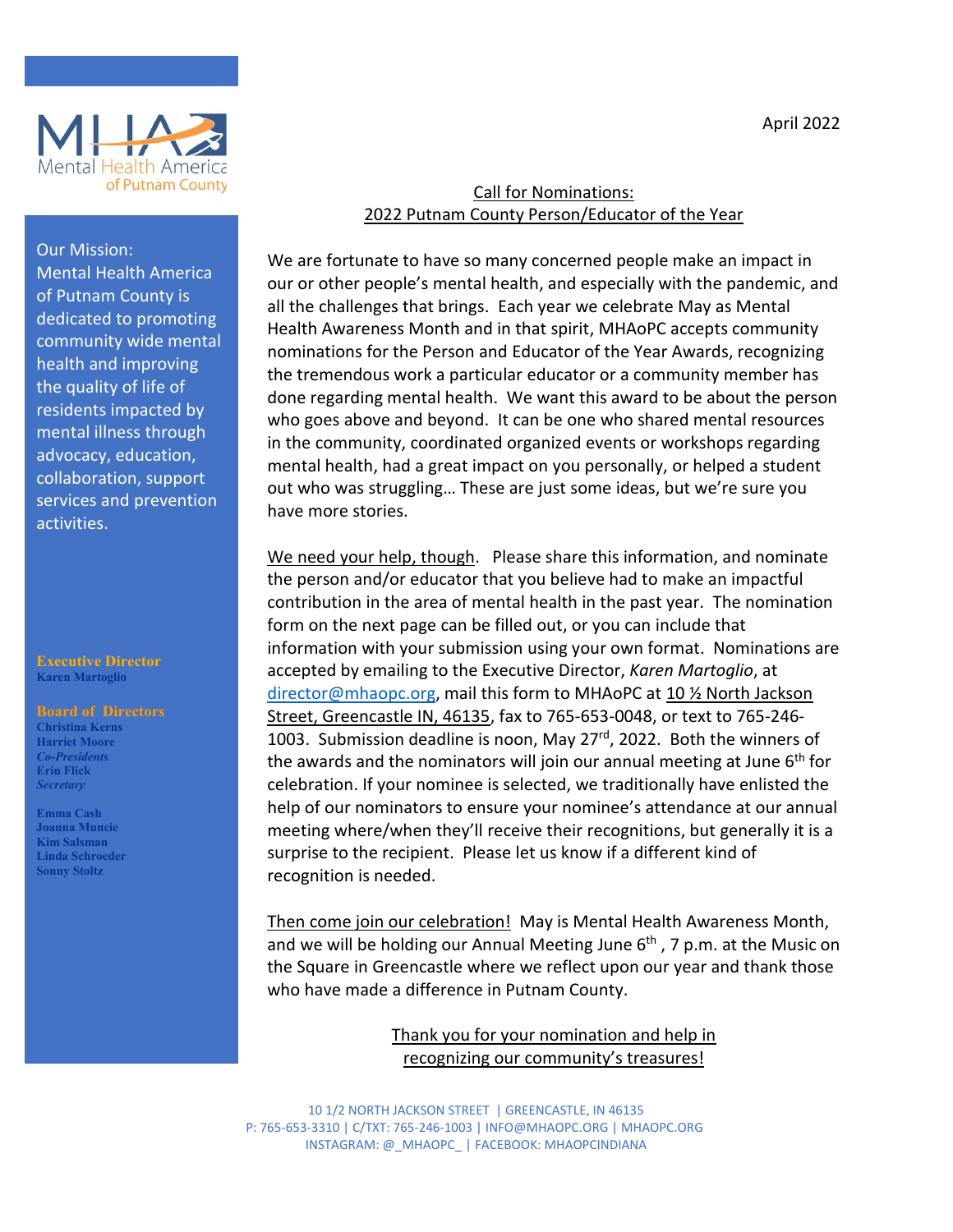Mental Health America of Putnam County

April 2022

Our Mission:
Mental Health America of Putnam County is dedicated to promoting community wide mental health and improving the quality of life of residents impacted by mental illness through advocacy, education, collaboration, support services and prevention activities.

**Executive Director**
**Karen Martoglio**

**Board of Directors**
**Christina Kerns**
**Harriet Moore**
***Co-Presidents***
**Erin Flick**
***Secretary***

**Emma Cash**
**Joanna Muncie**
**Kim Salsman**
**Linda Schroeder**
**Sonny Stoltz**

## Call for Nominations: 2022 Putnam County Person/Educator of the Year

We are fortunate to have so many concerned people make an impact in our or other people's mental health, and especially with the pandemic, and all the challenges that brings. Each year we celebrate May as Mental Health Awareness Month and in that spirit, MHAoPC accepts community nominations for the Person and Educator of the Year Awards, recognizing the tremendous work a particular educator or a community member has done regarding mental health. We want this award to be about the person who goes above and beyond. It can be one who shared mental resources in the community, coordinated organized events or workshops regarding mental health, had a great impact on you personally, or helped a student out who was struggling… These are just some ideas, but we're sure you have more stories.

We need your help, though. Please share this information, and nominate the person and/or educator that you believe had to make an impactful contribution in the area of mental health in the past year. The nomination form on the next page can be filled out, or you can include that information with your submission using your own format. Nominations are accepted by emailing to the Executive Director, *Karen Martoglio*, at director@mhaopc.org, mail this form to MHAoPC at 10 ½ North Jackson Street, Greencastle IN, 46135, fax to 765-653-0048, or text to 765-246-1003. Submission deadline is noon, May 27th, 2022. Both the winners of the awards and the nominators will join our annual meeting at June 6th for celebration. If your nominee is selected, we traditionally have enlisted the help of our nominators to ensure your nominee's attendance at our annual meeting where/when they'll receive their recognitions, but generally it is a surprise to the recipient. Please let us know if a different kind of recognition is needed.

Then come join our celebration! May is Mental Health Awareness Month, and we will be holding our Annual Meeting June 6th , 7 p.m. at the Music on the Square in Greencastle where we reflect upon our year and thank those who have made a difference in Putnam County.

Thank you for your nomination and help in recognizing our community's treasures!

10 1/2 NORTH JACKSON STREET | GREENCASTLE, IN 46135
P: 765-653-3310 | C/TXT: 765-246-1003 | INFO@MHAOPC.ORG | MHAOPC.ORG
INSTAGRAM: @_MHAOPC_ | FACEBOOK: MHAOPCINDIANA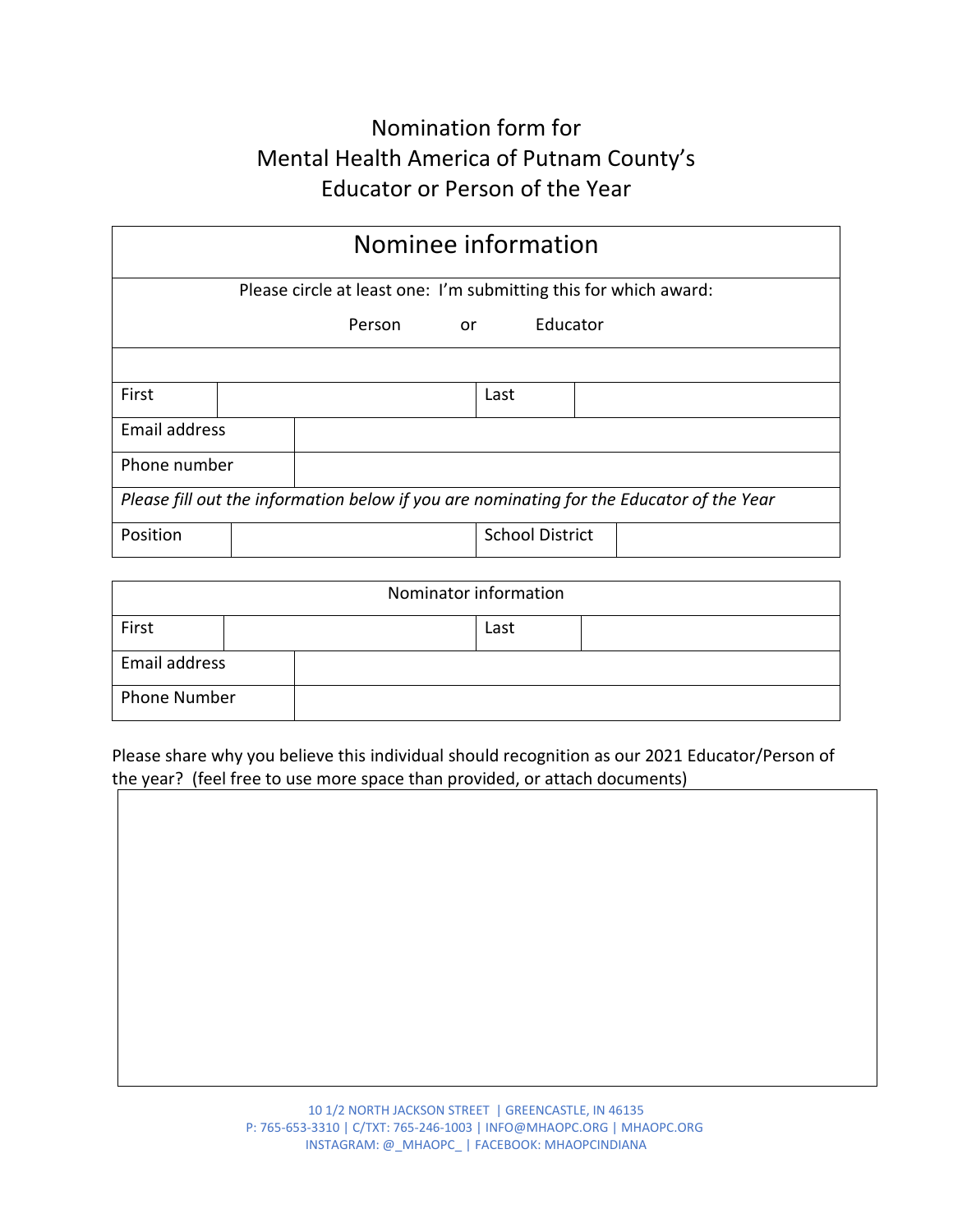# Nomination form for Mental Health America of Putnam County's Educator or Person of the Year

| Nominee information | | | |
|---|---|---|---|
| Please circle at least one: I'm submitting this for which award:<br>Person or Educator | | | |
| | | | |
| First | | Last | |
| Email address | | | |
| Phone number | | | |
| *Please fill out the information below if you are nominating for the Educator of the Year* | | | |
| Position | | School District | |

| Nominator information | | | |
|---|---|---|---|
| First | | Last | |
| Email address | | | |
| Phone Number | | | |

Please share why you believe this individual should recognition as our 2021 Educator/Person of the year? (feel free to use more space than provided, or attach documents)

| |
|---|
| |

10 1/2 NORTH JACKSON STREET | GREENCASTLE, IN 46135
P: 765-653-3310 | C/TXT: 765-246-1003 | INFO@MHAOPC.ORG | MHAOPC.ORG
INSTAGRAM: @_MHAOPC_ | FACEBOOK: MHAOPCINDIANA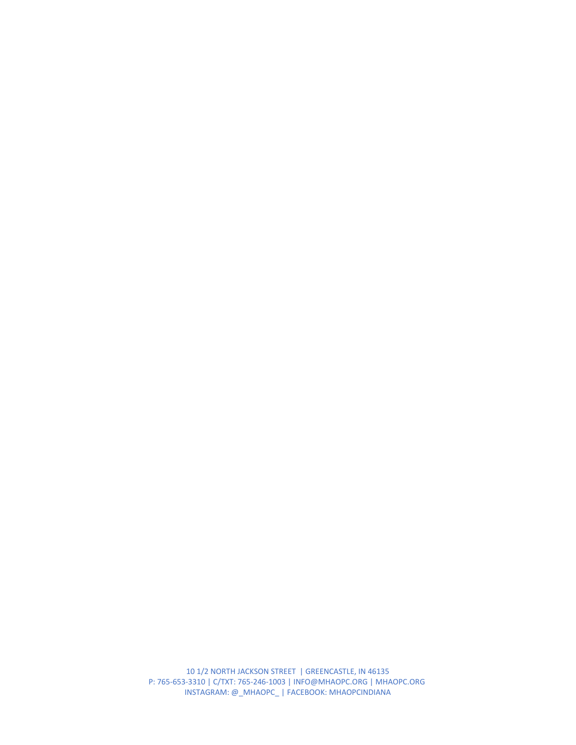10 1/2 NORTH JACKSON STREET | GREENCASTLE, IN 46135
P: 765-653-3310 | C/TXT: 765-246-1003 | INFO@MHAOPC.ORG | MHAOPC.ORG
INSTAGRAM: @_MHAOPC_ | FACEBOOK: MHAOPCINDIANA